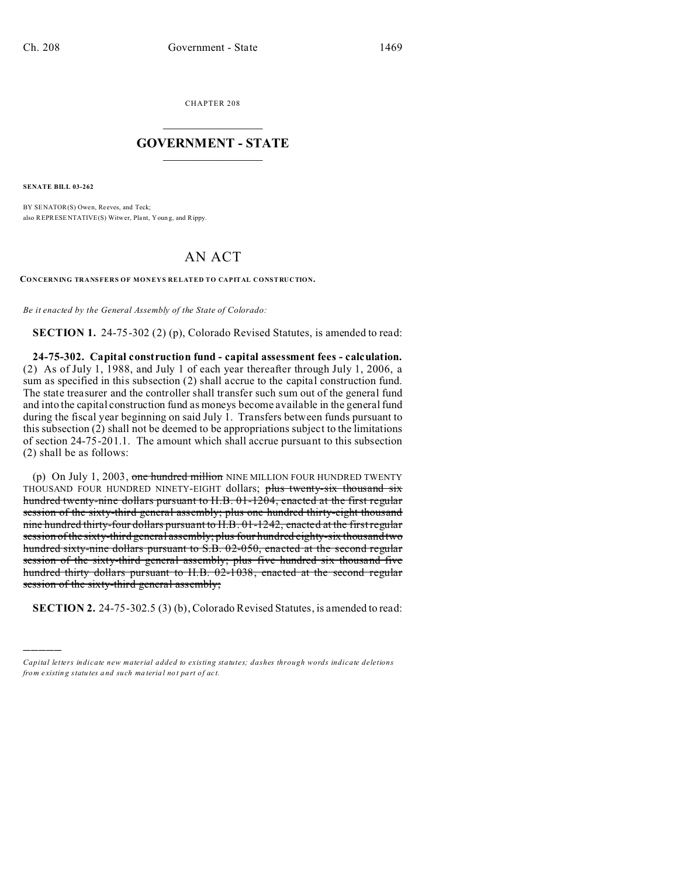CHAPTER 208

# GOVERNMENT - STATE

**SENATE BILL 03-262**

BY SENATOR(S) Owen, Reeves, and Teck;
also REPRESENTATIVE(S) Witwer, Plant, Young, and Rippy.

# AN ACT

**CONCERNING TRANSFERS OF MONEYS RELATED TO CAPITAL CONSTRUCTION.**

*Be it enacted by the General Assembly of the State of Colorado:*

**SECTION 1.** 24-75-302 (2) (p), Colorado Revised Statutes, is amended to read:

**24-75-302. Capital construction fund - capital assessment fees - calculation.** (2) As of July 1, 1988, and July 1 of each year thereafter through July 1, 2006, a sum as specified in this subsection (2) shall accrue to the capital construction fund. The state treasurer and the controller shall transfer such sum out of the general fund and into the capital construction fund as moneys become available in the general fund during the fiscal year beginning on said July 1. Transfers between funds pursuant to this subsection (2) shall not be deemed to be appropriations subject to the limitations of section 24-75-201.1. The amount which shall accrue pursuant to this subsection (2) shall be as follows:

(p) On July 1, 2003, ~~one hundred million~~ NINE MILLION FOUR HUNDRED TWENTY THOUSAND FOUR HUNDRED NINETY-EIGHT dollars; ~~plus twenty-six thousand six hundred twenty-nine dollars pursuant to H.B. 01-1204, enacted at the first regular session of the sixty-third general assembly; plus one hundred thirty-eight thousand nine hundred thirty-four dollars pursuant to H.B. 01-1242, enacted at the first regular session of the sixty-third general assembly; plus four hundred eighty-six thousand two hundred sixty-nine dollars pursuant to S.B. 02-050, enacted at the second regular session of the sixty-third general assembly; plus five hundred six thousand five hundred thirty dollars pursuant to H.B. 02-1038, enacted at the second regular session of the sixty-third general assembly;~~

**SECTION 2.** 24-75-302.5 (3) (b), Colorado Revised Statutes, is amended to read:

---

*Capital letters indicate new material added to existing statutes; dashes through words indicate deletions from existing statutes and such material not part of act.*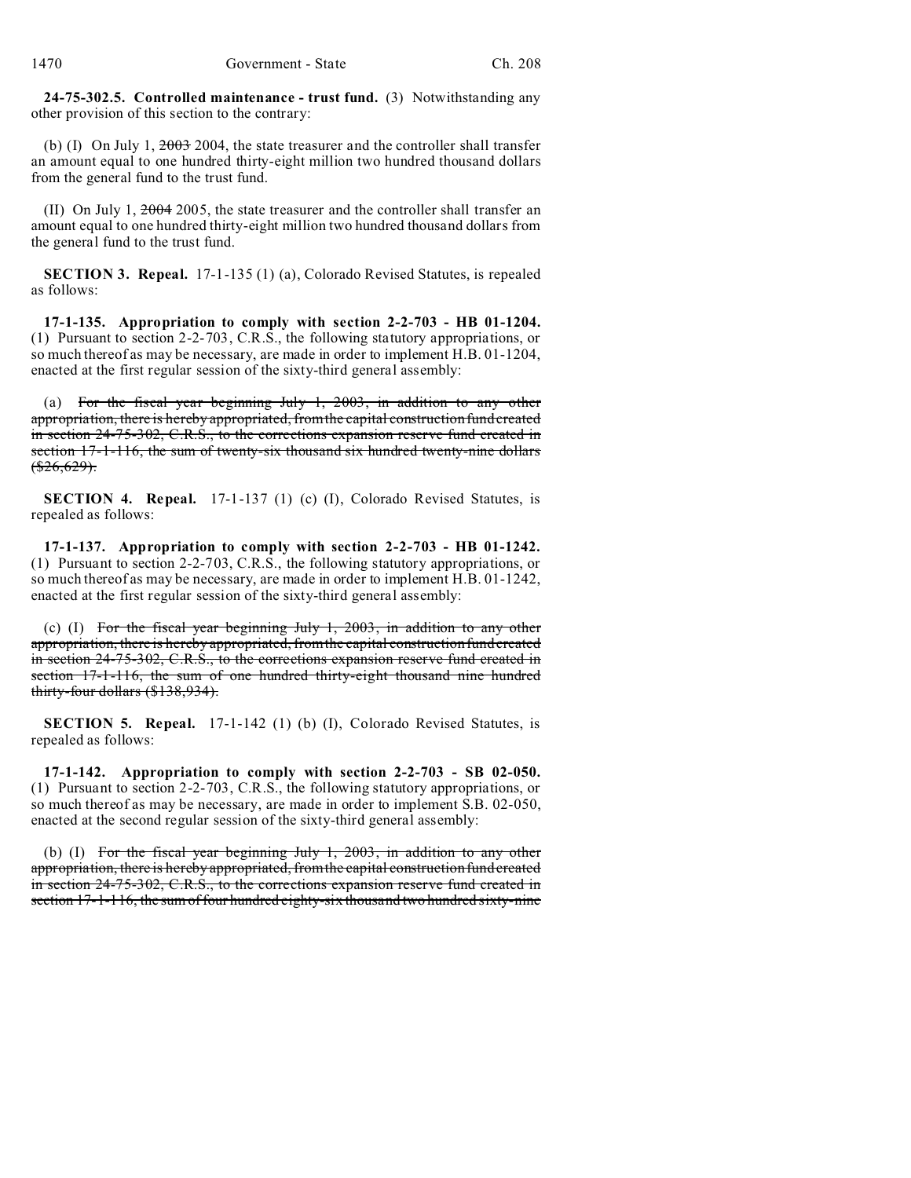**24-75-302.5. Controlled maintenance - trust fund.** (3) Notwithstanding any other provision of this section to the contrary:

(b) (I) On July 1, ~~2003~~ 2004, the state treasurer and the controller shall transfer an amount equal to one hundred thirty-eight million two hundred thousand dollars from the general fund to the trust fund.

(II) On July 1, ~~2004~~ 2005, the state treasurer and the controller shall transfer an amount equal to one hundred thirty-eight million two hundred thousand dollars from the general fund to the trust fund.

**SECTION 3. Repeal.** 17-1-135 (1) (a), Colorado Revised Statutes, is repealed as follows:

**17-1-135. Appropriation to comply with section 2-2-703 - HB 01-1204.** (1) Pursuant to section 2-2-703, C.R.S., the following statutory appropriations, or so much thereof as may be necessary, are made in order to implement H.B. 01-1204, enacted at the first regular session of the sixty-third general assembly:

(a) ~~For the fiscal year beginning July 1, 2003, in addition to any other appropriation, there is hereby appropriated, from the capital construction fund created in section 24-75-302, C.R.S., to the corrections expansion reserve fund created in section 17-1-116, the sum of twenty-six thousand six hundred twenty-nine dollars ($26,629).~~

**SECTION 4. Repeal.** 17-1-137 (1) (c) (I), Colorado Revised Statutes, is repealed as follows:

**17-1-137. Appropriation to comply with section 2-2-703 - HB 01-1242.** (1) Pursuant to section 2-2-703, C.R.S., the following statutory appropriations, or so much thereof as may be necessary, are made in order to implement H.B. 01-1242, enacted at the first regular session of the sixty-third general assembly:

(c) (I) ~~For the fiscal year beginning July 1, 2003, in addition to any other appropriation, there is hereby appropriated, from the capital construction fund created in section 24-75-302, C.R.S., to the corrections expansion reserve fund created in section 17-1-116, the sum of one hundred thirty-eight thousand nine hundred thirty-four dollars ($138,934).~~

**SECTION 5. Repeal.** 17-1-142 (1) (b) (I), Colorado Revised Statutes, is repealed as follows:

**17-1-142. Appropriation to comply with section 2-2-703 - SB 02-050.** (1) Pursuant to section 2-2-703, C.R.S., the following statutory appropriations, or so much thereof as may be necessary, are made in order to implement S.B. 02-050, enacted at the second regular session of the sixty-third general assembly:

(b) (I) ~~For the fiscal year beginning July 1, 2003, in addition to any other appropriation, there is hereby appropriated, from the capital construction fund created in section 24-75-302, C.R.S., to the corrections expansion reserve fund created in section 17-1-116, the sum of four hundred eighty-six thousand two hundred sixty-nine~~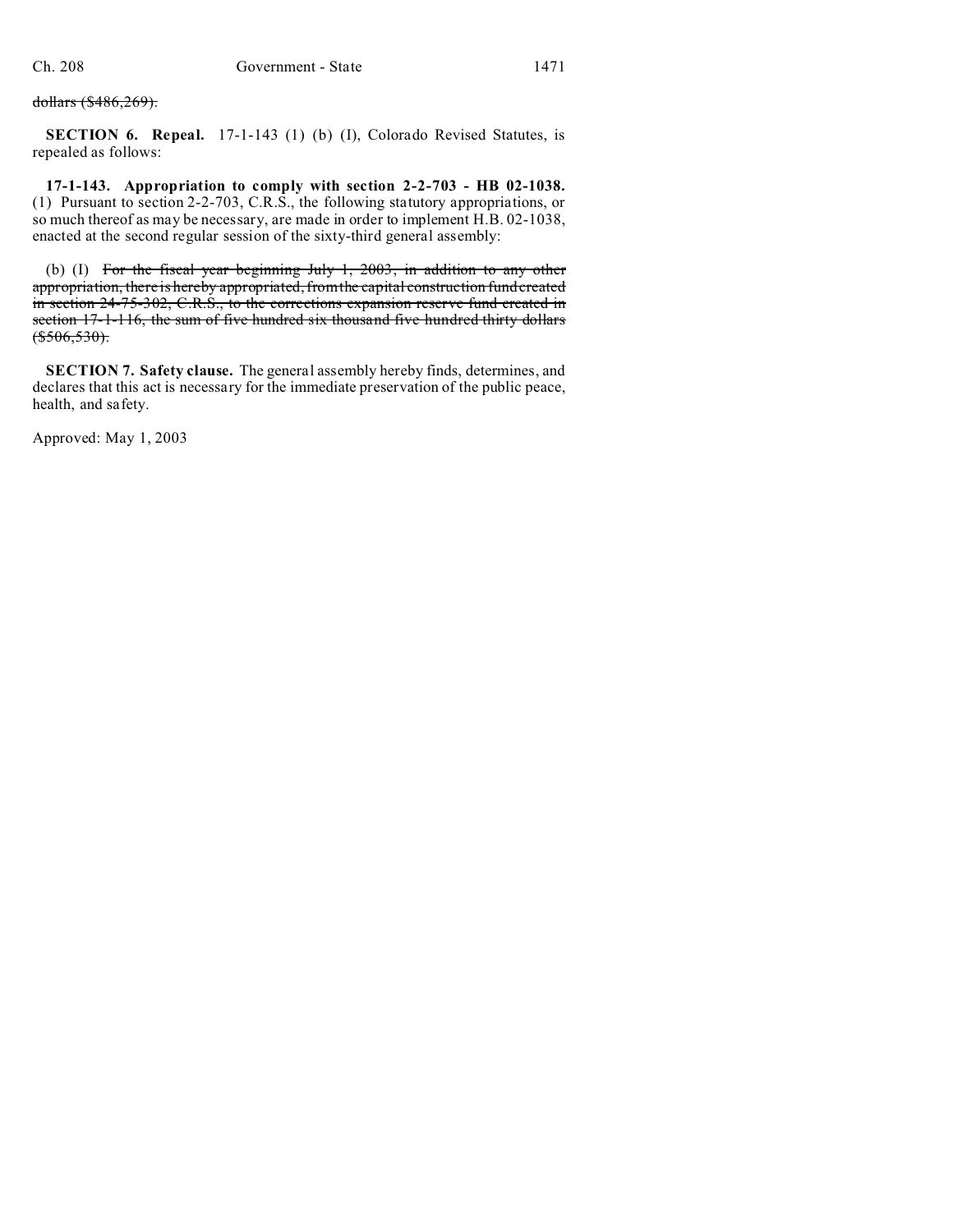~~dollars ($486,269).~~

**SECTION 6. Repeal.** 17-1-143 (1) (b) (I), Colorado Revised Statutes, is repealed as follows:

**17-1-143. Appropriation to comply with section 2-2-703 - HB 02-1038.** (1) Pursuant to section 2-2-703, C.R.S., the following statutory appropriations, or so much thereof as may be necessary, are made in order to implement H.B. 02-1038, enacted at the second regular session of the sixty-third general assembly:

(b) (I) ~~For the fiscal year beginning July 1, 2003, in addition to any other appropriation, there is hereby appropriated, from the capital construction fund created in section 24-75-302, C.R.S., to the corrections expansion reserve fund created in section 17-1-116, the sum of five hundred six thousand five hundred thirty dollars ($506,530).~~

**SECTION 7. Safety clause.** The general assembly hereby finds, determines, and declares that this act is necessary for the immediate preservation of the public peace, health, and safety.

Approved: May 1, 2003